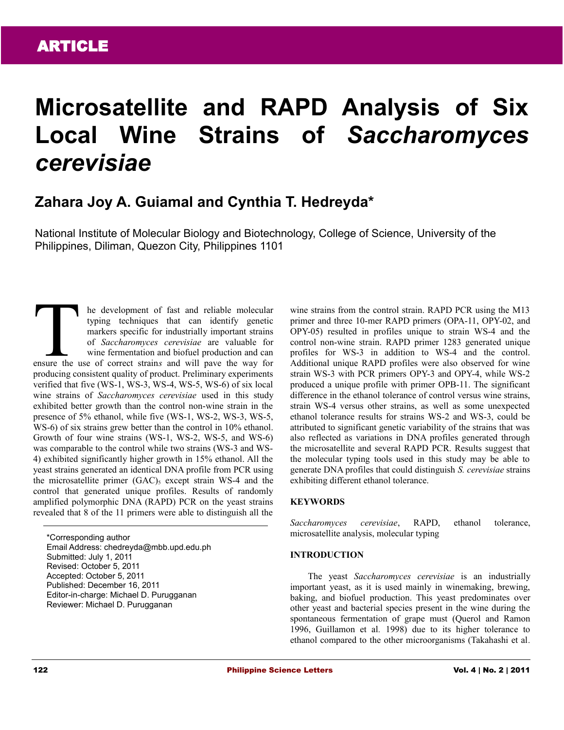ARTICLE

# Microsatellite and RAPD Analysis of Six Local Wine Strains of *Saccharomyces cerevisiae*

## Zahara Joy A. Guiamal and Cynthia T. Hedreyda*

National Institute of Molecular Biology and Biotechnology, College of Science, University of the Philippines, Diliman, Quezon City, Philippines 1101

The development of fast and reliable molecular typing techniques that can identify genetic markers specific for industrially important strains of *Saccharomyces cerevisiae* are valuable for wine fermentation and biofuel production and can ensure the use of correct strain*s* and will pave the way for producing consistent quality of product. Preliminary experiments verified that five (WS-1, WS-3, WS-4, WS-5, WS-6) of six local wine strains of *Saccharomyces cerevisiae* used in this study exhibited better growth than the control non-wine strain in the presence of 5% ethanol, while five (WS-1, WS-2, WS-3, WS-5, WS-6) of six strains grew better than the control in 10% ethanol. Growth of four wine strains (WS-1, WS-2, WS-5, and WS-6) was comparable to the control while two strains (WS-3 and WS-4) exhibited significantly higher growth in 15% ethanol. All the yeast strains generated an identical DNA profile from PCR using the microsatellite primer $(GAC)_5$ except strain WS-4 and the control that generated unique profiles. Results of randomly amplified polymorphic DNA (RAPD) PCR on the yeast strains revealed that 8 of the 11 primers were able to distinguish all the wine strains from the control strain. RAPD PCR using the M13 primer and three 10-mer RAPD primers (OPA-11, OPY-02, and OPY-05) resulted in profiles unique to strain WS-4 and the control non-wine strain. RAPD primer 1283 generated unique profiles for WS-3 in addition to WS-4 and the control. Additional unique RAPD profiles were also observed for wine strain WS-3 with PCR primers OPY-3 and OPY-4, while WS-2 produced a unique profile with primer OPB-11. The significant difference in the ethanol tolerance of control versus wine strains, strain WS-4 versus other strains, as well as some unexpected ethanol tolerance results for strains WS-2 and WS-3, could be attributed to significant genetic variability of the strains that was also reflected as variations in DNA profiles generated through the microsatellite and several RAPD PCR. Results suggest that the molecular typing tools used in this study may be able to generate DNA profiles that could distinguish *S. cerevisiae* strains exhibiting different ethanol tolerance.

*Corresponding author
Email Address: chedreyda@mbb.upd.edu.ph
Submitted: July 1, 2011
Revised: October 5, 2011
Accepted: October 5, 2011
Published: December 16, 2011
Editor-in-charge: Michael D. Purugganan
Reviewer: Michael D. Purugganan

## KEYWORDS

*Saccharomyces cerevisiae*, RAPD, ethanol tolerance, microsatellite analysis, molecular typing

## INTRODUCTION

The yeast *Saccharomyces cerevisiae* is an industrially important yeast, as it is used mainly in winemaking, brewing, baking, and biofuel production. This yeast predominates over other yeast and bacterial species present in the wine during the spontaneous fermentation of grape must (Querol and Ramon 1996, Guillamon et al. 1998) due to its higher tolerance to ethanol compared to the other microorganisms (Takahashi et al.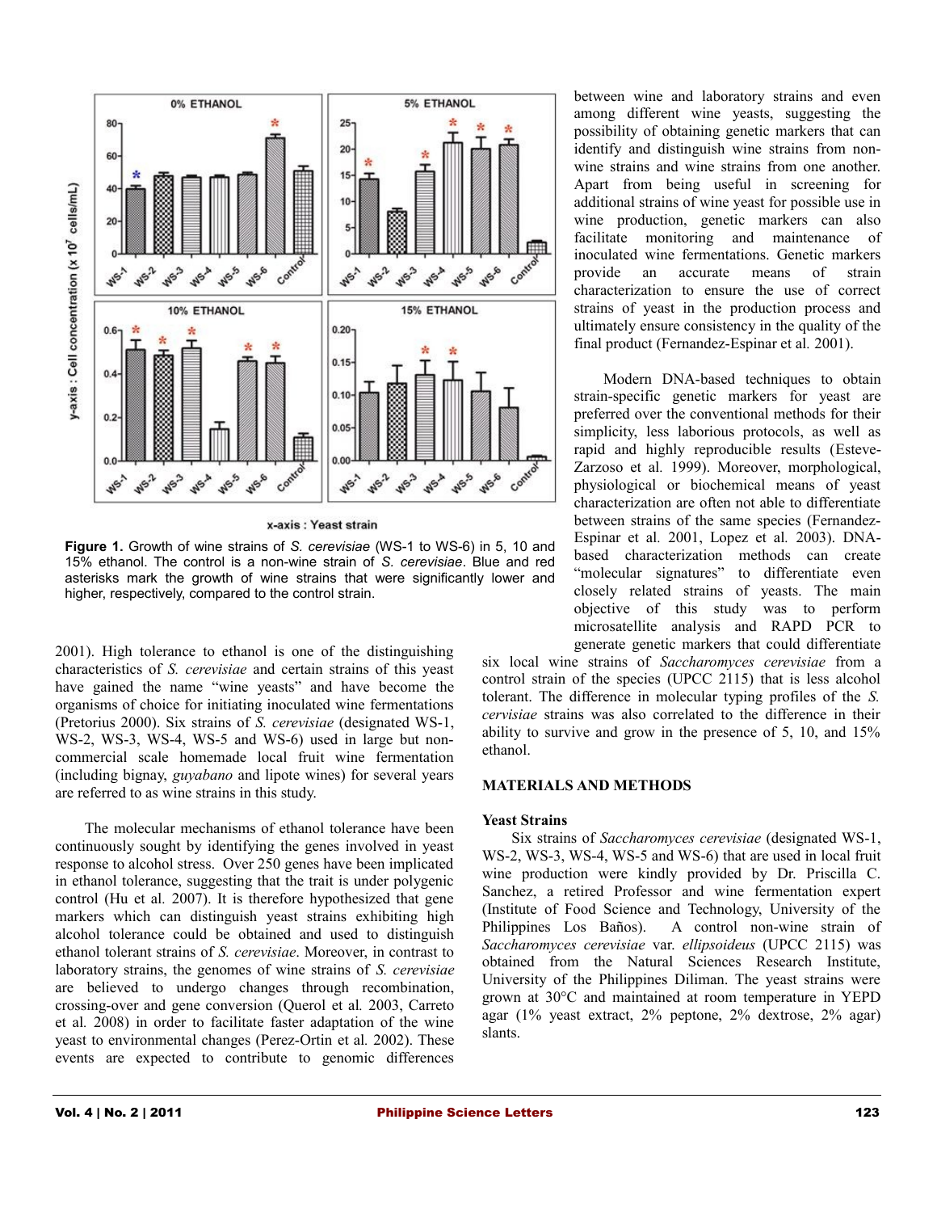**Figure 1.** Growth of wine strains of *S. cerevisiae* (WS-1 to WS-6) in 5, 10 and 15% ethanol. The control is a non-wine strain of *S. cerevisiae*. Blue and red asterisks mark the growth of wine strains that were significantly lower and higher, respectively, compared to the control strain.

2001). High tolerance to ethanol is one of the distinguishing characteristics of *S. cerevisiae* and certain strains of this yeast have gained the name "wine yeasts" and have become the organisms of choice for initiating inoculated wine fermentations (Pretorius 2000). Six strains of *S. cerevisiae* (designated WS-1, WS-2, WS-3, WS-4, WS-5 and WS-6) used in large but non-commercial scale homemade local fruit wine fermentation (including bignay, *guyabano* and lipote wines) for several years are referred to as wine strains in this study.

The molecular mechanisms of ethanol tolerance have been continuously sought by identifying the genes involved in yeast response to alcohol stress. Over 250 genes have been implicated in ethanol tolerance, suggesting that the trait is under polygenic control (Hu et al. 2007). It is therefore hypothesized that gene markers which can distinguish yeast strains exhibiting high alcohol tolerance could be obtained and used to distinguish ethanol tolerant strains of *S. cerevisiae*. Moreover, in contrast to laboratory strains, the genomes of wine strains of *S. cerevisiae* are believed to undergo changes through recombination, crossing-over and gene conversion (Querol et al. 2003, Carreto et al. 2008) in order to facilitate faster adaptation of the wine yeast to environmental changes (Perez-Ortin et al. 2002). These events are expected to contribute to genomic differences between wine and laboratory strains and even among different wine yeasts, suggesting the possibility of obtaining genetic markers that can identify and distinguish wine strains from non-wine strains and wine strains from one another. Apart from being useful in screening for additional strains of wine yeast for possible use in wine production, genetic markers can also facilitate monitoring and maintenance of inoculated wine fermentations. Genetic markers provide an accurate means of strain characterization to ensure the use of correct strains of yeast in the production process and ultimately ensure consistency in the quality of the final product (Fernandez-Espinar et al. 2001).

Modern DNA-based techniques to obtain strain-specific genetic markers for yeast are preferred over the conventional methods for their simplicity, less laborious protocols, as well as rapid and highly reproducible results (Esteve-Zarzoso et al. 1999). Moreover, morphological, physiological or biochemical means of yeast characterization are often not able to differentiate between strains of the same species (Fernandez-Espinar et al. 2001, Lopez et al. 2003). DNA-based characterization methods can create "molecular signatures" to differentiate even closely related strains of yeasts. The main objective of this study was to perform microsatellite analysis and RAPD PCR to generate genetic markers that could differentiate six local wine strains of *Saccharomyces cerevisiae* from a control strain of the species (UPCC 2115) that is less alcohol tolerant. The difference in molecular typing profiles of the *S. cervisiae* strains was also correlated to the difference in their ability to survive and grow in the presence of 5, 10, and 15% ethanol.

## MATERIALS AND METHODS

### Yeast Strains

Six strains of *Saccharomyces cerevisiae* (designated WS-1, WS-2, WS-3, WS-4, WS-5 and WS-6) that are used in local fruit wine production were kindly provided by Dr. Priscilla C. Sanchez, a retired Professor and wine fermentation expert (Institute of Food Science and Technology, University of the Philippines Los Baños). A control non-wine strain of *Saccharomyces cerevisiae* var. *ellipsoideus* (UPCC 2115) was obtained from the Natural Sciences Research Institute, University of the Philippines Diliman. The yeast strains were grown at 30°C and maintained at room temperature in YEPD agar (1% yeast extract, 2% peptone, 2% dextrose, 2% agar) slants.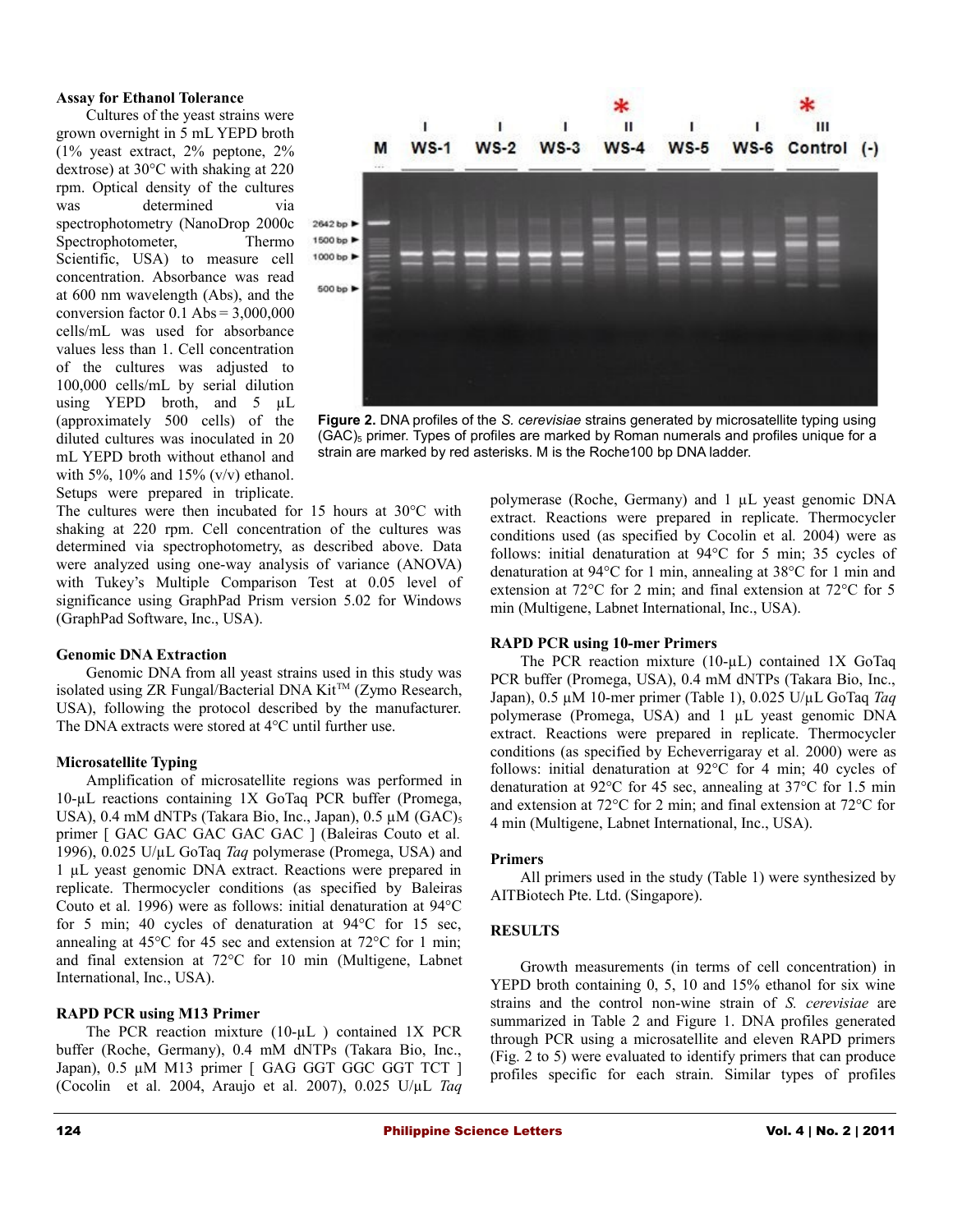**Assay for Ethanol Tolerance**

Cultures of the yeast strains were grown overnight in 5 mL YEPD broth (1% yeast extract, 2% peptone, 2% dextrose) at 30°C with shaking at 220 rpm. Optical density of the cultures was determined via spectrophotometry (NanoDrop 2000c Spectrophotometer, Thermo Scientific, USA) to measure cell concentration. Absorbance was read at 600 nm wavelength (Abs), and the conversion factor 0.1 Abs = 3,000,000 cells/mL was used for absorbance values less than 1. Cell concentration of the cultures was adjusted to 100,000 cells/mL by serial dilution using YEPD broth, and 5 µL (approximately 500 cells) of the diluted cultures was inoculated in 20 mL YEPD broth without ethanol and with 5%, 10% and 15% (v/v) ethanol. Setups were prepared in triplicate. The cultures were then incubated for 15 hours at 30°C with shaking at 220 rpm. Cell concentration of the cultures was determined via spectrophotometry, as described above. Data were analyzed using one-way analysis of variance (ANOVA) with Tukey's Multiple Comparison Test at 0.05 level of significance using GraphPad Prism version 5.02 for Windows (GraphPad Software, Inc., USA).

**Figure 2.** DNA profiles of the *S. cerevisiae* strains generated by microsatellite typing using $(GAC)_5$ primer. Types of profiles are marked by Roman numerals and profiles unique for a strain are marked by red asterisks. M is the Roche100 bp DNA ladder.

**Genomic DNA Extraction**

Genomic DNA from all yeast strains used in this study was isolated using ZR Fungal/Bacterial DNA Kit™ (Zymo Research, USA), following the protocol described by the manufacturer. The DNA extracts were stored at 4°C until further use.

**Microsatellite Typing**

Amplification of microsatellite regions was performed in 10-µL reactions containing 1X GoTaq PCR buffer (Promega, USA), 0.4 mM dNTPs (Takara Bio, Inc., Japan), 0.5 µM $(GAC)_5$ primer [ GAC GAC GAC GAC GAC ] (Baleiras Couto et al. 1996), 0.025 U/µL GoTaq *Taq* polymerase (Promega, USA) and 1 µL yeast genomic DNA extract. Reactions were prepared in replicate. Thermocycler conditions (as specified by Baleiras Couto et al. 1996) were as follows: initial denaturation at 94°C for 5 min; 40 cycles of denaturation at 94°C for 15 sec, annealing at 45°C for 45 sec and extension at 72°C for 1 min; and final extension at 72°C for 10 min (Multigene, Labnet International, Inc., USA).

**RAPD PCR using M13 Primer**

The PCR reaction mixture (10-µL ) contained 1X PCR buffer (Roche, Germany), 0.4 mM dNTPs (Takara Bio, Inc., Japan), 0.5 µM M13 primer [ GAG GGT GGC GGT TCT ] (Cocolin et al. 2004, Araujo et al. 2007), 0.025 U/µL *Taq* polymerase (Roche, Germany) and 1 µL yeast genomic DNA extract. Reactions were prepared in replicate. Thermocycler conditions used (as specified by Cocolin et al. 2004) were as follows: initial denaturation at 94°C for 5 min; 35 cycles of denaturation at 94°C for 1 min, annealing at 38°C for 1 min and extension at 72°C for 2 min; and final extension at 72°C for 5 min (Multigene, Labnet International, Inc., USA).

**RAPD PCR using 10-mer Primers**

The PCR reaction mixture (10-µL) contained 1X GoTaq PCR buffer (Promega, USA), 0.4 mM dNTPs (Takara Bio, Inc., Japan), 0.5 µM 10-mer primer (Table 1), 0.025 U/µL GoTaq *Taq* polymerase (Promega, USA) and 1 µL yeast genomic DNA extract. Reactions were prepared in replicate. Thermocycler conditions (as specified by Echeverrigaray et al. 2000) were as follows: initial denaturation at 92°C for 4 min; 40 cycles of denaturation at 92°C for 45 sec, annealing at 37°C for 1.5 min and extension at 72°C for 2 min; and final extension at 72°C for 4 min (Multigene, Labnet International, Inc., USA).

**Primers**

All primers used in the study (Table 1) were synthesized by AITBiotech Pte. Ltd. (Singapore).

**RESULTS**

Growth measurements (in terms of cell concentration) in YEPD broth containing 0, 5, 10 and 15% ethanol for six wine strains and the control non-wine strain of *S. cerevisiae* are summarized in Table 2 and Figure 1. DNA profiles generated through PCR using a microsatellite and eleven RAPD primers (Fig. 2 to 5) were evaluated to identify primers that can produce profiles specific for each strain. Similar types of profiles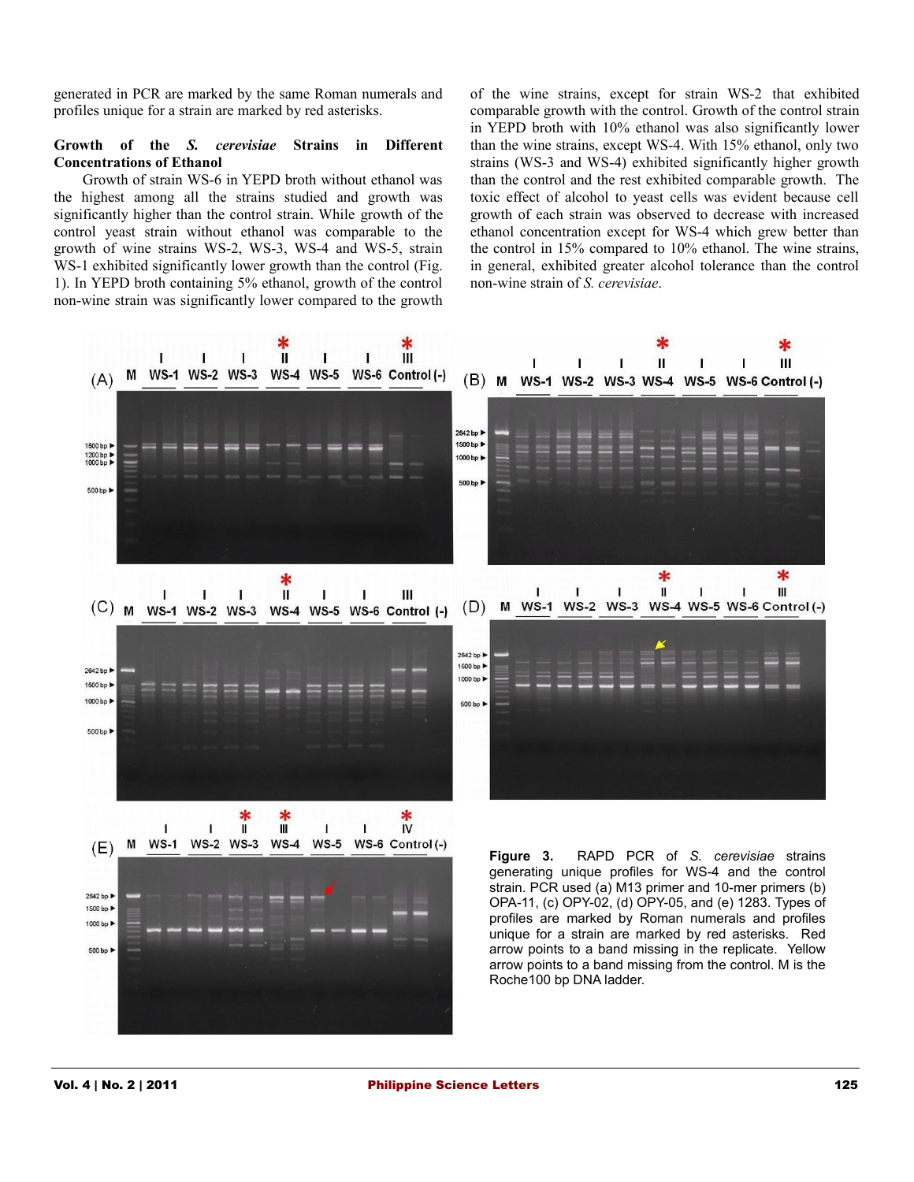generated in PCR are marked by the same Roman numerals and profiles unique for a strain are marked by red asterisks.

### Growth of the *S. cerevisiae* Strains in Different Concentrations of Ethanol

Growth of strain WS-6 in YEPD broth without ethanol was the highest among all the strains studied and growth was significantly higher than the control strain. While growth of the control yeast strain without ethanol was comparable to the growth of wine strains WS-2, WS-3, WS-4 and WS-5, strain WS-1 exhibited significantly lower growth than the control (Fig. 1). In YEPD broth containing 5% ethanol, growth of the control non-wine strain was significantly lower compared to the growth of the wine strains, except for strain WS-2 that exhibited comparable growth with the control. Growth of the control strain in YEPD broth with 10% ethanol was also significantly lower than the wine strains, except WS-4. With 15% ethanol, only two strains (WS-3 and WS-4) exhibited significantly higher growth than the control and the rest exhibited comparable growth. The toxic effect of alcohol to yeast cells was evident because cell growth of each strain was observed to decrease with increased ethanol concentration except for WS-4 which grew better than the control in 15% compared to 10% ethanol. The wine strains, in general, exhibited greater alcohol tolerance than the control non-wine strain of *S. cerevisiae*.

**Figure 3.** RAPD PCR of *S. cerevisiae* strains generating unique profiles for WS-4 and the control strain. PCR used (a) M13 primer and 10-mer primers (b) OPA-11, (c) OPY-02, (d) OPY-05, and (e) 1283. Types of profiles are marked by Roman numerals and profiles unique for a strain are marked by red asterisks. Red arrow points to a band missing in the replicate. Yellow arrow points to a band missing from the control. M is the Roche100 bp DNA ladder.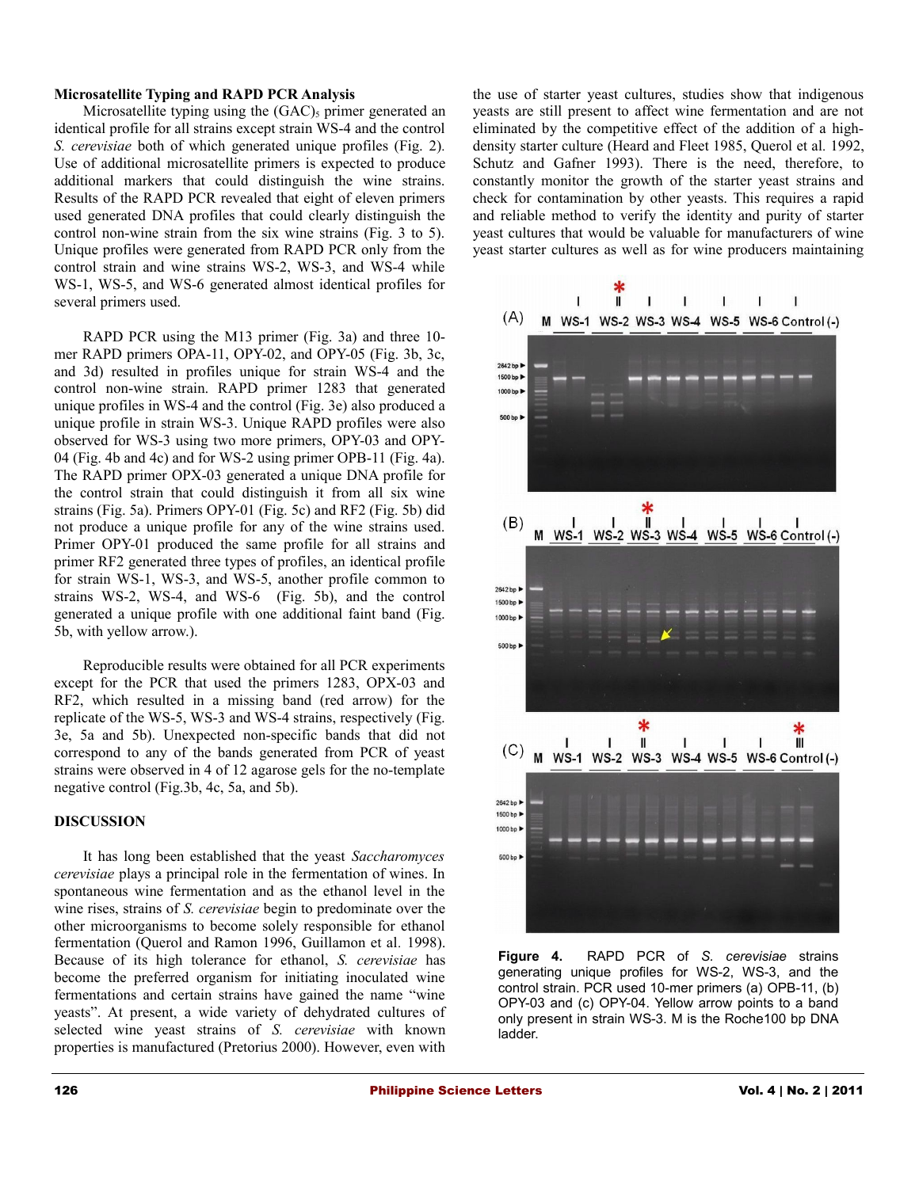**Microsatellite Typing and RAPD PCR Analysis**

Microsatellite typing using the $(GAC)_5$ primer generated an identical profile for all strains except strain WS-4 and the control *S. cerevisiae* both of which generated unique profiles (Fig. 2). Use of additional microsatellite primers is expected to produce additional markers that could distinguish the wine strains. Results of the RAPD PCR revealed that eight of eleven primers used generated DNA profiles that could clearly distinguish the control non-wine strain from the six wine strains (Fig. 3 to 5). Unique profiles were generated from RAPD PCR only from the control strain and wine strains WS-2, WS-3, and WS-4 while WS-1, WS-5, and WS-6 generated almost identical profiles for several primers used.

RAPD PCR using the M13 primer (Fig. 3a) and three 10-mer RAPD primers OPA-11, OPY-02, and OPY-05 (Fig. 3b, 3c, and 3d) resulted in profiles unique for strain WS-4 and the control non-wine strain. RAPD primer 1283 that generated unique profiles in WS-4 and the control (Fig. 3e) also produced a unique profile in strain WS-3. Unique RAPD profiles were also observed for WS-3 using two more primers, OPY-03 and OPY-04 (Fig. 4b and 4c) and for WS-2 using primer OPB-11 (Fig. 4a). The RAPD primer OPX-03 generated a unique DNA profile for the control strain that could distinguish it from all six wine strains (Fig. 5a). Primers OPY-01 (Fig. 5c) and RF2 (Fig. 5b) did not produce a unique profile for any of the wine strains used. Primer OPY-01 produced the same profile for all strains and primer RF2 generated three types of profiles, an identical profile for strain WS-1, WS-3, and WS-5, another profile common to strains WS-2, WS-4, and WS-6 (Fig. 5b), and the control generated a unique profile with one additional faint band (Fig. 5b, with yellow arrow.).

Reproducible results were obtained for all PCR experiments except for the PCR that used the primers 1283, OPX-03 and RF2, which resulted in a missing band (red arrow) for the replicate of the WS-5, WS-3 and WS-4 strains, respectively (Fig. 3e, 5a and 5b). Unexpected non-specific bands that did not correspond to any of the bands generated from PCR of yeast strains were observed in 4 of 12 agarose gels for the no-template negative control (Fig.3b, 4c, 5a, and 5b).

## DISCUSSION

It has long been established that the yeast *Saccharomyces cerevisiae* plays a principal role in the fermentation of wines. In spontaneous wine fermentation and as the ethanol level in the wine rises, strains of *S. cerevisiae* begin to predominate over the other microorganisms to become solely responsible for ethanol fermentation (Querol and Ramon 1996, Guillamon et al. 1998). Because of its high tolerance for ethanol, *S. cerevisiae* has become the preferred organism for initiating inoculated wine fermentations and certain strains have gained the name "wine yeasts". At present, a wide variety of dehydrated cultures of selected wine yeast strains of *S. cerevisiae* with known properties is manufactured (Pretorius 2000). However, even with the use of starter yeast cultures, studies show that indigenous yeasts are still present to affect wine fermentation and are not eliminated by the competitive effect of the addition of a high-density starter culture (Heard and Fleet 1985, Querol et al. 1992, Schutz and Gafner 1993). There is the need, therefore, to constantly monitor the growth of the starter yeast strains and check for contamination by other yeasts. This requires a rapid and reliable method to verify the identity and purity of starter yeast cultures that would be valuable for manufacturers of wine yeast starter cultures as well as for wine producers maintaining

**Figure 4.** RAPD PCR of *S. cerevisiae* strains generating unique profiles for WS-2, WS-3, and the control strain. PCR used 10-mer primers (a) OPB-11, (b) OPY-03 and (c) OPY-04. Yellow arrow points to a band only present in strain WS-3. M is the Roche100 bp DNA ladder.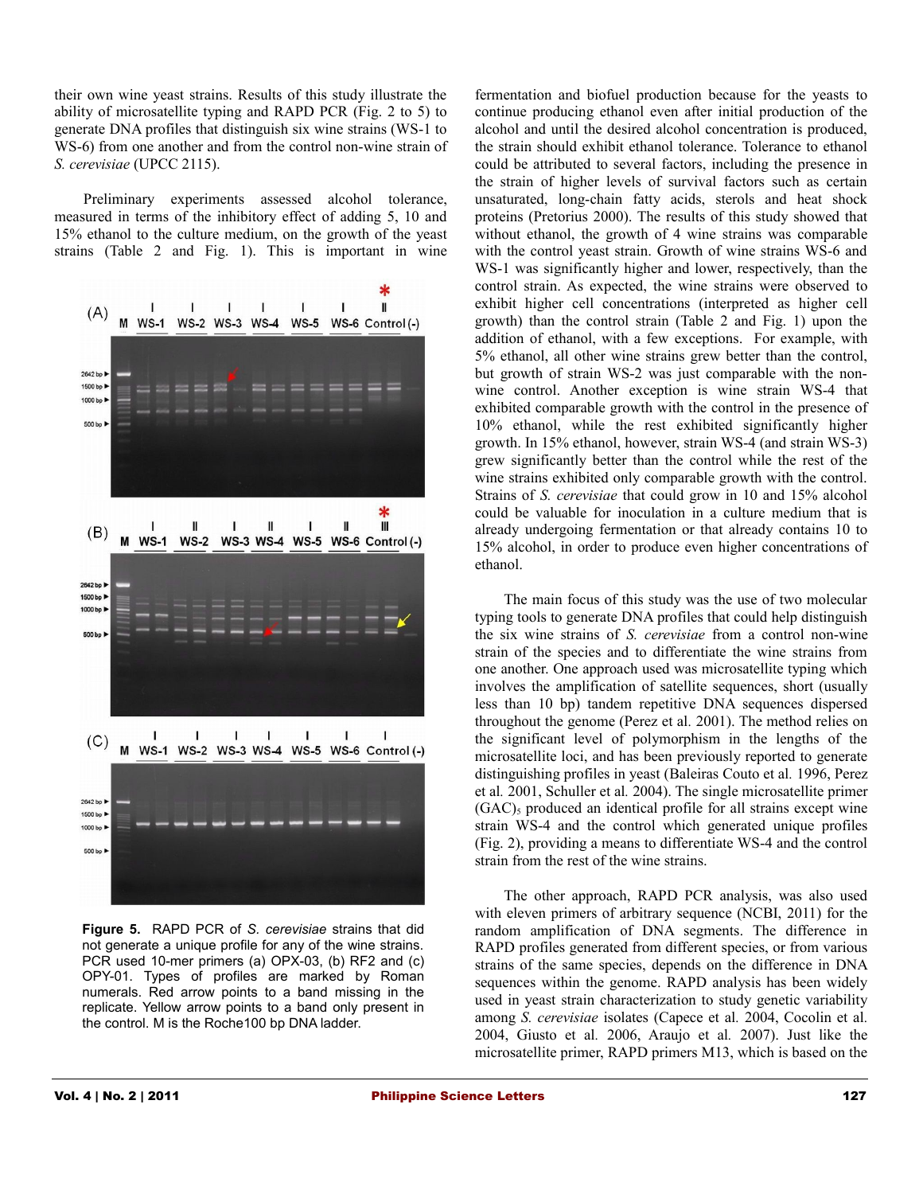their own wine yeast strains. Results of this study illustrate the ability of microsatellite typing and RAPD PCR (Fig. 2 to 5) to generate DNA profiles that distinguish six wine strains (WS-1 to WS-6) from one another and from the control non-wine strain of *S. cerevisiae* (UPCC 2115).

Preliminary experiments assessed alcohol tolerance, measured in terms of the inhibitory effect of adding 5, 10 and 15% ethanol to the culture medium, on the growth of the yeast strains (Table 2 and Fig. 1). This is important in wine fermentation and biofuel production because for the yeasts to continue producing ethanol even after initial production of the alcohol and until the desired alcohol concentration is produced, the strain should exhibit ethanol tolerance. Tolerance to ethanol could be attributed to several factors, including the presence in the strain of higher levels of survival factors such as certain unsaturated, long-chain fatty acids, sterols and heat shock proteins (Pretorius 2000). The results of this study showed that without ethanol, the growth of 4 wine strains was comparable with the control yeast strain. Growth of wine strains WS-6 and WS-1 was significantly higher and lower, respectively, than the control strain. As expected, the wine strains were observed to exhibit higher cell concentrations (interpreted as higher cell growth) than the control strain (Table 2 and Fig. 1) upon the addition of ethanol, with a few exceptions. For example, with 5% ethanol, all other wine strains grew better than the control, but growth of strain WS-2 was just comparable with the non-wine control. Another exception is wine strain WS-4 that exhibited comparable growth with the control in the presence of 10% ethanol, while the rest exhibited significantly higher growth. In 15% ethanol, however, strain WS-4 (and strain WS-3) grew significantly better than the control while the rest of the wine strains exhibited only comparable growth with the control. Strains of *S. cerevisiae* that could grow in 10 and 15% alcohol could be valuable for inoculation in a culture medium that is already undergoing fermentation or that already contains 10 to 15% alcohol, in order to produce even higher concentrations of ethanol.

**Figure 5.** RAPD PCR of *S. cerevisiae* strains that did not generate a unique profile for any of the wine strains. PCR used 10-mer primers (a) OPX-03, (b) RF2 and (c) OPY-01. Types of profiles are marked by Roman numerals. Red arrow points to a band missing in the replicate. Yellow arrow points to a band only present in the control. M is the Roche100 bp DNA ladder.

The main focus of this study was the use of two molecular typing tools to generate DNA profiles that could help distinguish the six wine strains of *S. cerevisiae* from a control non-wine strain of the species and to differentiate the wine strains from one another. One approach used was microsatellite typing which involves the amplification of satellite sequences, short (usually less than 10 bp) tandem repetitive DNA sequences dispersed throughout the genome (Perez et al. 2001). The method relies on the significant level of polymorphism in the lengths of the microsatellite loci, and has been previously reported to generate distinguishing profiles in yeast (Baleiras Couto et al. 1996, Perez et al. 2001, Schuller et al. 2004). The single microsatellite primer $(GAC)_5$ produced an identical profile for all strains except wine strain WS-4 and the control which generated unique profiles (Fig. 2), providing a means to differentiate WS-4 and the control strain from the rest of the wine strains.

The other approach, RAPD PCR analysis, was also used with eleven primers of arbitrary sequence (NCBI, 2011) for the random amplification of DNA segments. The difference in RAPD profiles generated from different species, or from various strains of the same species, depends on the difference in DNA sequences within the genome. RAPD analysis has been widely used in yeast strain characterization to study genetic variability among *S. cerevisiae* isolates (Capece et al. 2004, Cocolin et al. 2004, Giusto et al. 2006, Araujo et al. 2007). Just like the microsatellite primer, RAPD primers M13, which is based on the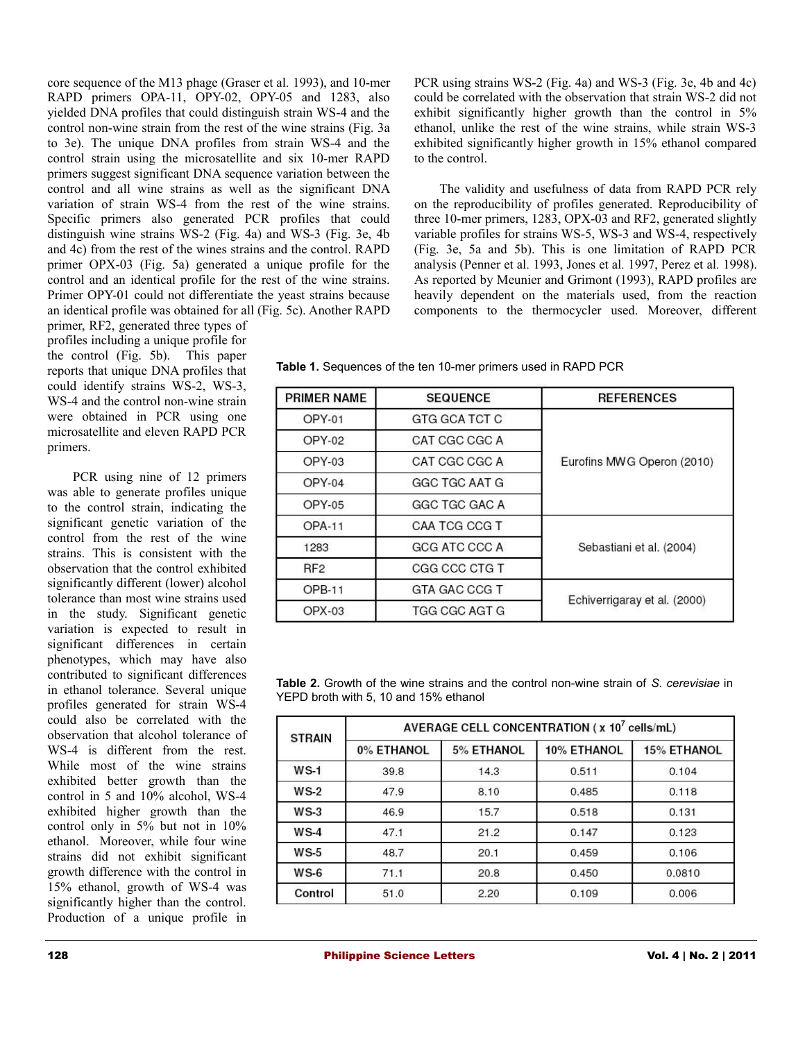core sequence of the M13 phage (Graser et al. 1993), and 10-mer RAPD primers OPA-11, OPY-02, OPY-05 and 1283, also yielded DNA profiles that could distinguish strain WS-4 and the control non-wine strain from the rest of the wine strains (Fig. 3a to 3e). The unique DNA profiles from strain WS-4 and the control strain using the microsatellite and six 10-mer RAPD primers suggest significant DNA sequence variation between the control and all wine strains as well as the significant DNA variation of strain WS-4 from the rest of the wine strains. Specific primers also generated PCR profiles that could distinguish wine strains WS-2 (Fig. 4a) and WS-3 (Fig. 3e, 4b and 4c) from the rest of the wines strains and the control. RAPD primer OPX-03 (Fig. 5a) generated a unique profile for the control and an identical profile for the rest of the wine strains. Primer OPY-01 could not differentiate the yeast strains because an identical profile was obtained for all (Fig. 5c). Another RAPD primer, RF2, generated three types of profiles including a unique profile for the control (Fig. 5b). This paper reports that unique DNA profiles that could identify strains WS-2, WS-3, WS-4 and the control non-wine strain were obtained in PCR using one microsatellite and eleven RAPD PCR primers.

PCR using nine of 12 primers was able to generate profiles unique to the control strain, indicating the significant genetic variation of the control from the rest of the wine strains. This is consistent with the observation that the control exhibited significantly different (lower) alcohol tolerance than most wine strains used in the study. Significant genetic variation is expected to result in significant differences in certain phenotypes, which may have also contributed to significant differences in ethanol tolerance. Several unique profiles generated for strain WS-4 could also be correlated with the observation that alcohol tolerance of WS-4 is different from the rest. While most of the wine strains exhibited better growth than the control in 5 and 10% alcohol, WS-4 exhibited higher growth than the control only in 5% but not in 10% ethanol. Moreover, while four wine strains did not exhibit significant growth difference with the control in 15% ethanol, growth of WS-4 was significantly higher than the control. Production of a unique profile in PCR using strains WS-2 (Fig. 4a) and WS-3 (Fig. 3e, 4b and 4c) could be correlated with the observation that strain WS-2 did not exhibit significantly higher growth than the control in 5% ethanol, unlike the rest of the wine strains, while strain WS-3 exhibited significantly higher growth in 15% ethanol compared to the control.

The validity and usefulness of data from RAPD PCR rely on the reproducibility of profiles generated. Reproducibility of three 10-mer primers, 1283, OPX-03 and RF2, generated slightly variable profiles for strains WS-5, WS-3 and WS-4, respectively (Fig. 3e, 5a and 5b). This is one limitation of RAPD PCR analysis (Penner et al. 1993, Jones et al. 1997, Perez et al. 1998). As reported by Meunier and Grimont (1993), RAPD profiles are heavily dependent on the materials used, from the reaction components to the thermocycler used. Moreover, different

**Table 1.** Sequences of the ten 10-mer primers used in RAPD PCR

| PRIMER NAME | SEQUENCE | REFERENCES |
|---|---|---|
| OPY-01 | GTG GCA TCT C | Eurofins MWG Operon (2010) |
| OPY-02 | CAT CGC CGC A | |
| OPY-03 | CAT CGC CGC A | |
| OPY-04 | GGC TGC AAT G | |
| OPY-05 | GGC TGC GAC A | |
| OPA-11 | CAA TCG CCG T | Sebastiani et al. (2004) |
| 1283 | GCG ATC CCC A | |
| RF2 | CGG CCC CTG T | |
| OPB-11 | GTA GAC CCG T | Echiverrigaray et al. (2000) |
| OPX-03 | TGG CGC AGT G | |

**Table 2.** Growth of the wine strains and the control non-wine strain of *S. cerevisiae* in YEPD broth with 5, 10 and 15% ethanol

| STRAIN | AVERAGE CELL CONCENTRATION ( x $10^7$ cells/mL) | | | |
|---|---|---|---|---|
| | 0% ETHANOL | 5% ETHANOL | 10% ETHANOL | 15% ETHANOL |
| WS-1 | 39.8 | 14.3 | 0.511 | 0.104 |
| WS-2 | 47.9 | 8.10 | 0.485 | 0.118 |
| WS-3 | 46.9 | 15.7 | 0.518 | 0.131 |
| WS-4 | 47.1 | 21.2 | 0.147 | 0.123 |
| WS-5 | 48.7 | 20.1 | 0.459 | 0.106 |
| WS-6 | 71.1 | 20.8 | 0.450 | 0.0810 |
| Control | 51.0 | 2.20 | 0.109 | 0.006 |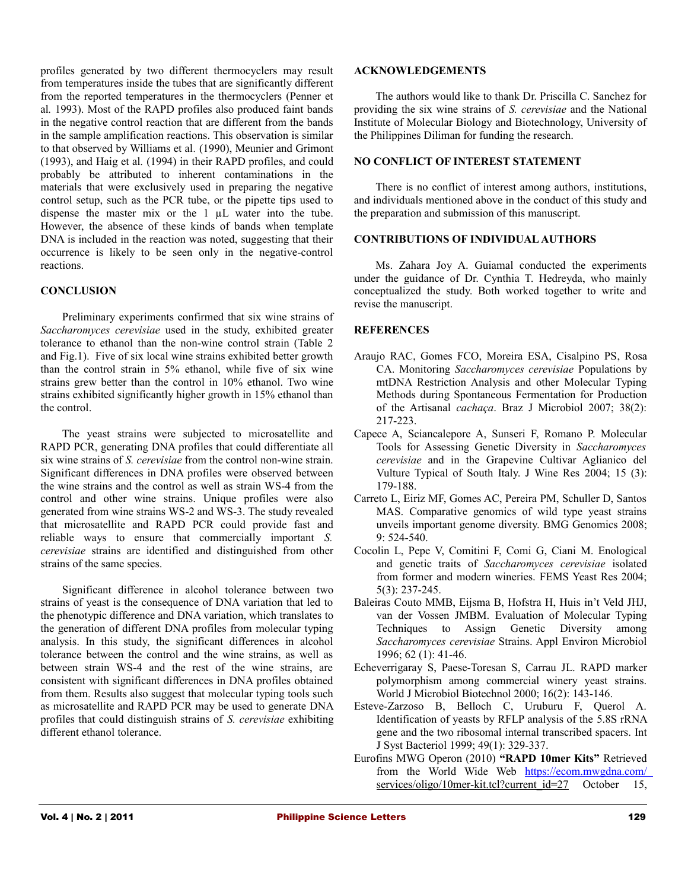profiles generated by two different thermocyclers may result from temperatures inside the tubes that are significantly different from the reported temperatures in the thermocyclers (Penner et al*.* 1993). Most of the RAPD profiles also produced faint bands in the negative control reaction that are different from the bands in the sample amplification reactions. This observation is similar to that observed by Williams et al. (1990), Meunier and Grimont (1993), and Haig et al. (1994) in their RAPD profiles, and could probably be attributed to inherent contaminations in the materials that were exclusively used in preparing the negative control setup, such as the PCR tube, or the pipette tips used to dispense the master mix or the 1 µL water into the tube. However, the absence of these kinds of bands when template DNA is included in the reaction was noted, suggesting that their occurrence is likely to be seen only in the negative-control reactions.

## CONCLUSION

Preliminary experiments confirmed that six wine strains of *Saccharomyces cerevisiae* used in the study, exhibited greater tolerance to ethanol than the non-wine control strain (Table 2 and Fig.1). Five of six local wine strains exhibited better growth than the control strain in 5% ethanol, while five of six wine strains grew better than the control in 10% ethanol. Two wine strains exhibited significantly higher growth in 15% ethanol than the control.

The yeast strains were subjected to microsatellite and RAPD PCR, generating DNA profiles that could differentiate all six wine strains of *S. cerevisiae* from the control non-wine strain. Significant differences in DNA profiles were observed between the wine strains and the control as well as strain WS-4 from the control and other wine strains. Unique profiles were also generated from wine strains WS-2 and WS-3. The study revealed that microsatellite and RAPD PCR could provide fast and reliable ways to ensure that commercially important *S. cerevisiae* strains are identified and distinguished from other strains of the same species.

Significant difference in alcohol tolerance between two strains of yeast is the consequence of DNA variation that led to the phenotypic difference and DNA variation, which translates to the generation of different DNA profiles from molecular typing analysis. In this study, the significant differences in alcohol tolerance between the control and the wine strains, as well as between strain WS-4 and the rest of the wine strains, are consistent with significant differences in DNA profiles obtained from them. Results also suggest that molecular typing tools such as microsatellite and RAPD PCR may be used to generate DNA profiles that could distinguish strains of *S. cerevisiae* exhibiting different ethanol tolerance.

## ACKNOWLEDGEMENTS

The authors would like to thank Dr. Priscilla C. Sanchez for providing the six wine strains of *S. cerevisiae* and the National Institute of Molecular Biology and Biotechnology, University of the Philippines Diliman for funding the research.

## NO CONFLICT OF INTEREST STATEMENT

There is no conflict of interest among authors, institutions, and individuals mentioned above in the conduct of this study and the preparation and submission of this manuscript.

## CONTRIBUTIONS OF INDIVIDUAL AUTHORS

Ms. Zahara Joy A. Guiamal conducted the experiments under the guidance of Dr. Cynthia T. Hedreyda, who mainly conceptualized the study. Both worked together to write and revise the manuscript.

## REFERENCES

Araujo RAC, Gomes FCO, Moreira ESA, Cisalpino PS, Rosa CA. Monitoring *Saccharomyces cerevisiae* Populations by mtDNA Restriction Analysis and other Molecular Typing Methods during Spontaneous Fermentation for Production of the Artisanal *cachaça*. Braz J Microbiol 2007; 38(2): 217-223.

Capece A, Sciancalepore A, Sunseri F, Romano P. Molecular Tools for Assessing Genetic Diversity in *Saccharomyces cerevisiae* and in the Grapevine Cultivar Aglianico del Vulture Typical of South Italy. J Wine Res 2004; 15 (3): 179-188.

Carreto L, Eiriz MF, Gomes AC, Pereira PM, Schuller D, Santos MAS. Comparative genomics of wild type yeast strains unveils important genome diversity. BMG Genomics 2008; 9: 524-540.

Cocolin L, Pepe V, Comitini F, Comi G, Ciani M. Enological and genetic traits of *Saccharomyces cerevisiae* isolated from former and modern wineries. FEMS Yeast Res 2004; 5(3): 237-245.

Baleiras Couto MMB, Eijsma B, Hofstra H, Huis in't Veld JHJ, van der Vossen JMBM. Evaluation of Molecular Typing Techniques to Assign Genetic Diversity among *Saccharomyces cerevisiae* Strains. Appl Environ Microbiol 1996; 62 (1): 41-46.

Echeverrigaray S, Paese-Toresan S, Carrau JL. RAPD marker polymorphism among commercial winery yeast strains. World J Microbiol Biotechnol 2000; 16(2): 143-146.

Esteve-Zarzoso B, Belloch C, Uruburu F, Querol A. Identification of yeasts by RFLP analysis of the 5.8S rRNA gene and the two ribosomal internal transcribed spacers. Int J Syst Bacteriol 1999; 49(1): 329-337.

Eurofins MWG Operon (2010) **"RAPD 10mer Kits"** Retrieved from the World Wide Web https://ecom.mwgdna.com/services/oligo/10mer-kit.tcl?current_id=27 October 15,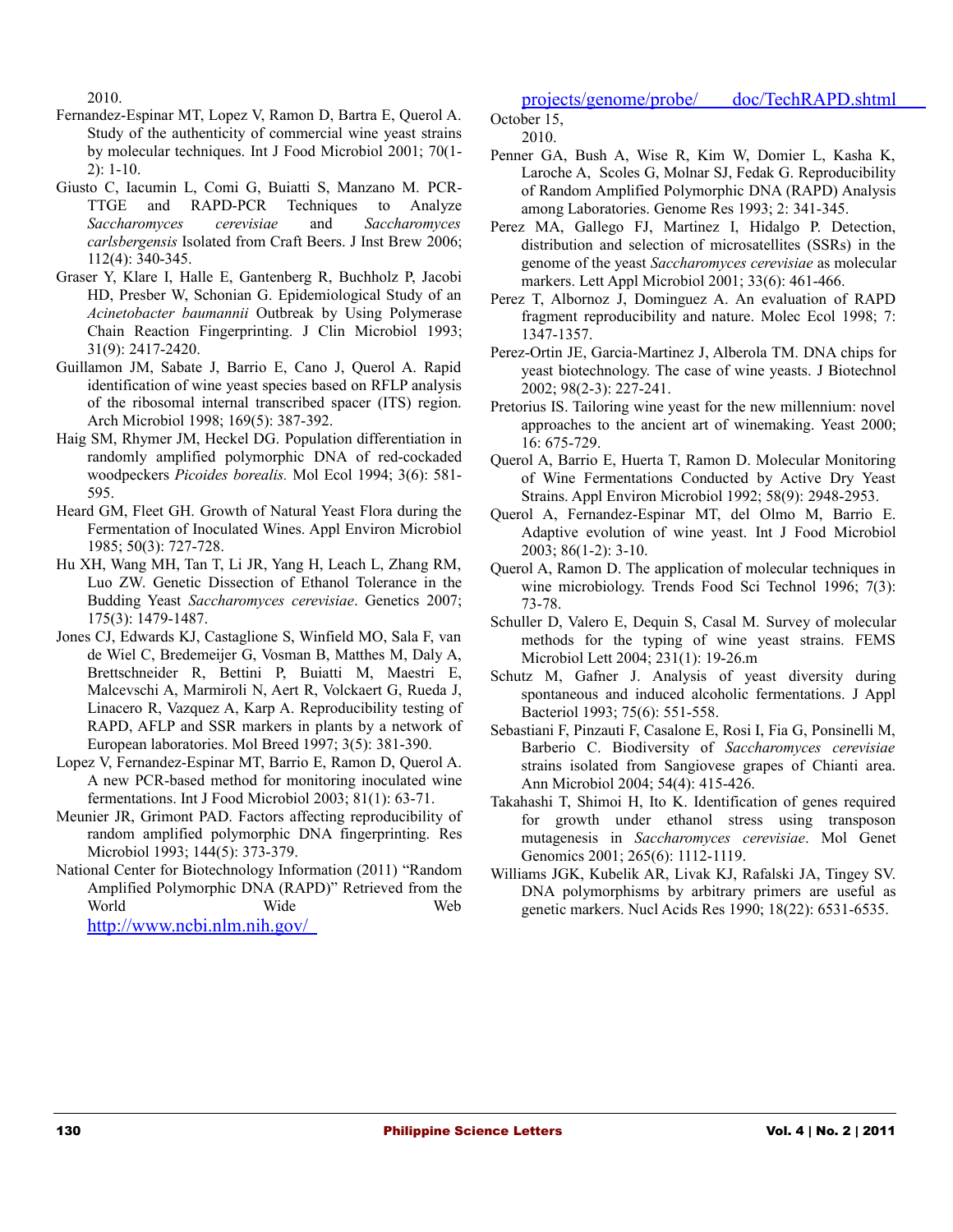2010.

Fernandez-Espinar MT, Lopez V, Ramon D, Bartra E, Querol A. Study of the authenticity of commercial wine yeast strains by molecular techniques. Int J Food Microbiol 2001; 70(1-2): 1-10.

Giusto C, Iacumin L, Comi G, Buiatti S, Manzano M. PCR-TTGE and RAPD-PCR Techniques to Analyze *Saccharomyces cerevisiae* and *Saccharomyces carlsbergensis* Isolated from Craft Beers. J Inst Brew 2006; 112(4): 340-345.

Graser Y, Klare I, Halle E, Gantenberg R, Buchholz P, Jacobi HD, Presber W, Schonian G. Epidemiological Study of an *Acinetobacter baumannii* Outbreak by Using Polymerase Chain Reaction Fingerprinting. J Clin Microbiol 1993; 31(9): 2417-2420.

Guillamon JM, Sabate J, Barrio E, Cano J, Querol A. Rapid identification of wine yeast species based on RFLP analysis of the ribosomal internal transcribed spacer (ITS) region. Arch Microbiol 1998; 169(5): 387-392.

Haig SM, Rhymer JM, Heckel DG. Population differentiation in randomly amplified polymorphic DNA of red-cockaded woodpeckers *Picoides borealis.* Mol Ecol 1994; 3(6): 581-595.

Heard GM, Fleet GH. Growth of Natural Yeast Flora during the Fermentation of Inoculated Wines. Appl Environ Microbiol 1985; 50(3): 727-728.

Hu XH, Wang MH, Tan T, Li JR, Yang H, Leach L, Zhang RM, Luo ZW. Genetic Dissection of Ethanol Tolerance in the Budding Yeast *Saccharomyces cerevisiae*. Genetics 2007; 175(3): 1479-1487.

Jones CJ, Edwards KJ, Castaglione S, Winfield MO, Sala F, van de Wiel C, Bredemeijer G, Vosman B, Matthes M, Daly A, Brettschneider R, Bettini P, Buiatti M, Maestri E, Malcevschi A, Marmiroli N, Aert R, Volckaert G, Rueda J, Linacero R, Vazquez A, Karp A. Reproducibility testing of RAPD, AFLP and SSR markers in plants by a network of European laboratories. Mol Breed 1997; 3(5): 381-390.

Lopez V, Fernandez-Espinar MT, Barrio E, Ramon D, Querol A. A new PCR-based method for monitoring inoculated wine fermentations. Int J Food Microbiol 2003; 81(1): 63-71.

Meunier JR, Grimont PAD. Factors affecting reproducibility of random amplified polymorphic DNA fingerprinting. Res Microbiol 1993; 144(5): 373-379.

National Center for Biotechnology Information (2011) "Random Amplified Polymorphic DNA (RAPD)" Retrieved from the World Wide Web http://www.ncbi.nlm.nih.gov/ projects/genome/probe/ doc/TechRAPD.shtml October 15, 2010.

Penner GA, Bush A, Wise R, Kim W, Domier L, Kasha K, Laroche A, Scoles G, Molnar SJ, Fedak G. Reproducibility of Random Amplified Polymorphic DNA (RAPD) Analysis among Laboratories. Genome Res 1993; 2: 341-345.

Perez MA, Gallego FJ, Martinez I, Hidalgo P. Detection, distribution and selection of microsatellites (SSRs) in the genome of the yeast *Saccharomyces cerevisiae* as molecular markers. Lett Appl Microbiol 2001; 33(6): 461-466.

Perez T, Albornoz J, Dominguez A. An evaluation of RAPD fragment reproducibility and nature. Molec Ecol 1998; 7: 1347-1357.

Perez-Ortin JE, Garcia-Martinez J, Alberola TM. DNA chips for yeast biotechnology. The case of wine yeasts. J Biotechnol 2002; 98(2-3): 227-241.

Pretorius IS. Tailoring wine yeast for the new millennium: novel approaches to the ancient art of winemaking. Yeast 2000; 16: 675-729.

Querol A, Barrio E, Huerta T, Ramon D. Molecular Monitoring of Wine Fermentations Conducted by Active Dry Yeast Strains. Appl Environ Microbiol 1992; 58(9): 2948-2953.

Querol A, Fernandez-Espinar MT, del Olmo M, Barrio E. Adaptive evolution of wine yeast. Int J Food Microbiol 2003; 86(1-2): 3-10.

Querol A, Ramon D. The application of molecular techniques in wine microbiology. Trends Food Sci Technol 1996; 7(3): 73-78.

Schuller D, Valero E, Dequin S, Casal M. Survey of molecular methods for the typing of wine yeast strains. FEMS Microbiol Lett 2004; 231(1): 19-26.m

Schutz M, Gafner J. Analysis of yeast diversity during spontaneous and induced alcoholic fermentations. J Appl Bacteriol 1993; 75(6): 551-558.

Sebastiani F, Pinzauti F, Casalone E, Rosi I, Fia G, Ponsinelli M, Barberio C. Biodiversity of *Saccharomyces cerevisiae* strains isolated from Sangiovese grapes of Chianti area. Ann Microbiol 2004; 54(4): 415-426.

Takahashi T, Shimoi H, Ito K. Identification of genes required for growth under ethanol stress using transposon mutagenesis in *Saccharomyces cerevisiae*. Mol Genet Genomics 2001; 265(6): 1112-1119.

Williams JGK, Kubelik AR, Livak KJ, Rafalski JA, Tingey SV. DNA polymorphisms by arbitrary primers are useful as genetic markers. Nucl Acids Res 1990; 18(22): 6531-6535.